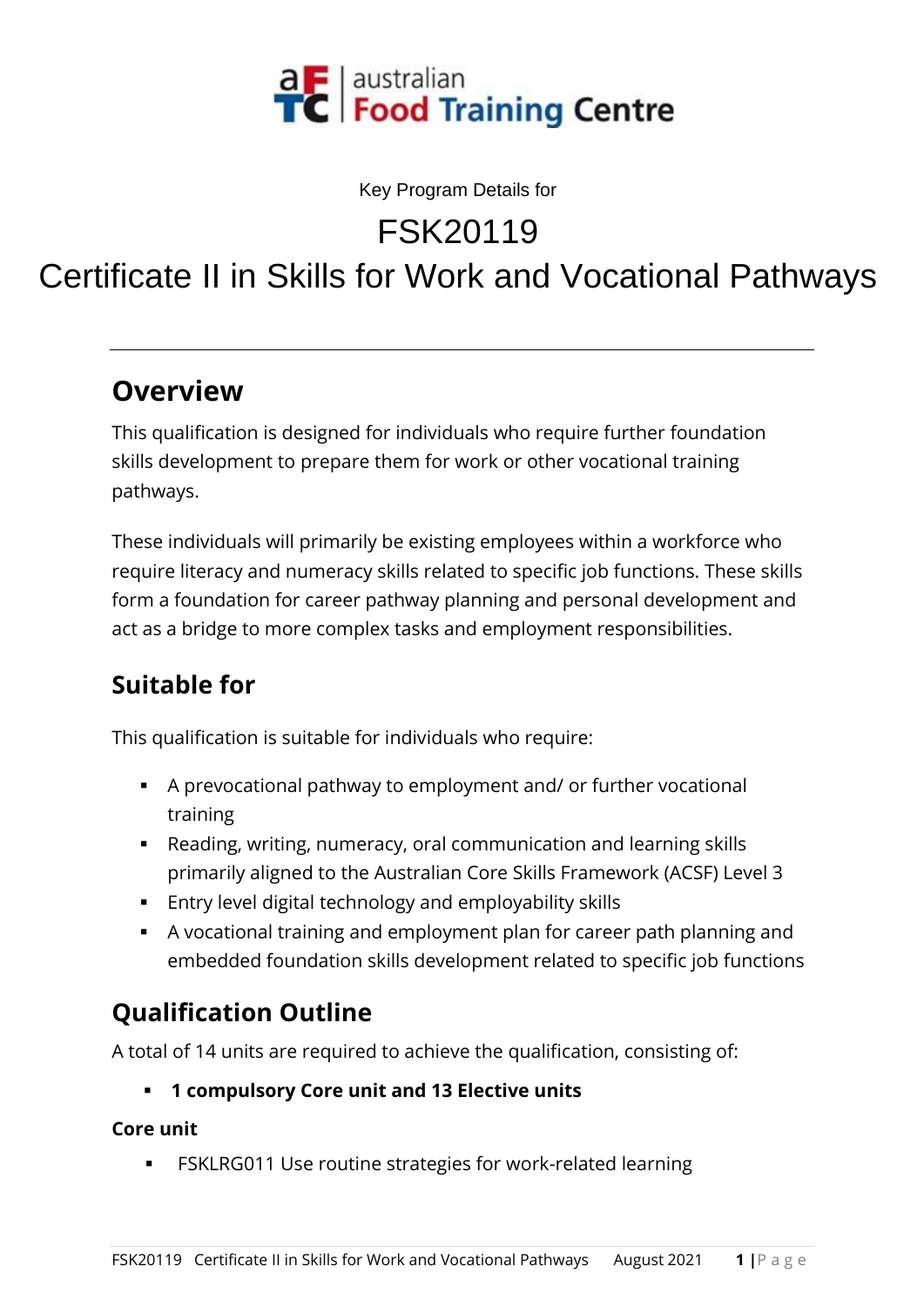Key Program Details for

# FSK20119

# Certificate II in Skills for Work and Vocational Pathways

---

## Overview

This qualification is designed for individuals who require further foundation skills development to prepare them for work or other vocational training pathways.

These individuals will primarily be existing employees within a workforce who require literacy and numeracy skills related to specific job functions. These skills form a foundation for career pathway planning and personal development and act as a bridge to more complex tasks and employment responsibilities.

## Suitable for

This qualification is suitable for individuals who require:

- A prevocational pathway to employment and/ or further vocational training
- Reading, writing, numeracy, oral communication and learning skills primarily aligned to the Australian Core Skills Framework (ACSF) Level 3
- Entry level digital technology and employability skills
- A vocational training and employment plan for career path planning and embedded foundation skills development related to specific job functions

## Qualification Outline

A total of 14 units are required to achieve the qualification, consisting of:

- **1 compulsory Core unit and 13 Elective units**

**Core unit**

- FSKLRG011 Use routine strategies for work-related learning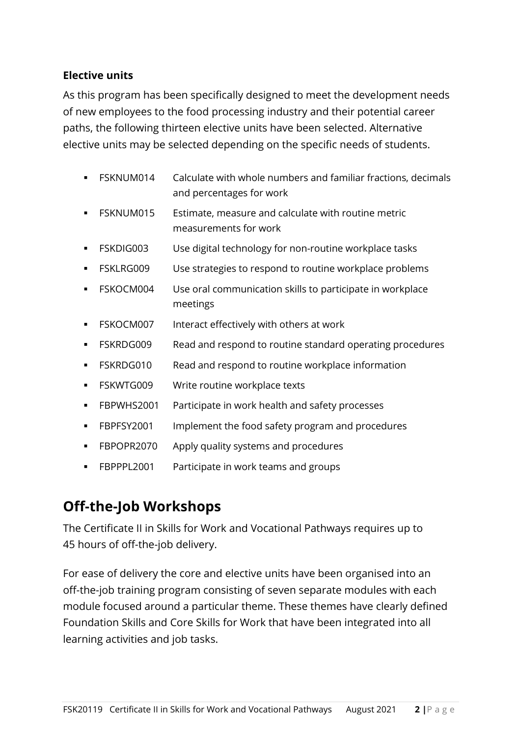**Elective units**

As this program has been specifically designed to meet the development needs of new employees to the food processing industry and their potential career paths, the following thirteen elective units have been selected. Alternative elective units may be selected depending on the specific needs of students.

- FSKNUM014 Calculate with whole numbers and familiar fractions, decimals and percentages for work
- FSKNUM015 Estimate, measure and calculate with routine metric measurements for work
- FSKDIG003 Use digital technology for non-routine workplace tasks
- FSKLRG009 Use strategies to respond to routine workplace problems
- FSKOCM004 Use oral communication skills to participate in workplace meetings
- FSKOCM007 Interact effectively with others at work
- FSKRDG009 Read and respond to routine standard operating procedures
- FSKRDG010 Read and respond to routine workplace information
- FSKWTG009 Write routine workplace texts
- FBPWHS2001 Participate in work health and safety processes
- FBPFSY2001 Implement the food safety program and procedures
- FBPOPR2070 Apply quality systems and procedures
- FBPPPL2001 Participate in work teams and groups

## Off-the-Job Workshops

The Certificate II in Skills for Work and Vocational Pathways requires up to 45 hours of off-the-job delivery.

For ease of delivery the core and elective units have been organised into an off-the-job training program consisting of seven separate modules with each module focused around a particular theme. These themes have clearly defined Foundation Skills and Core Skills for Work that have been integrated into all learning activities and job tasks.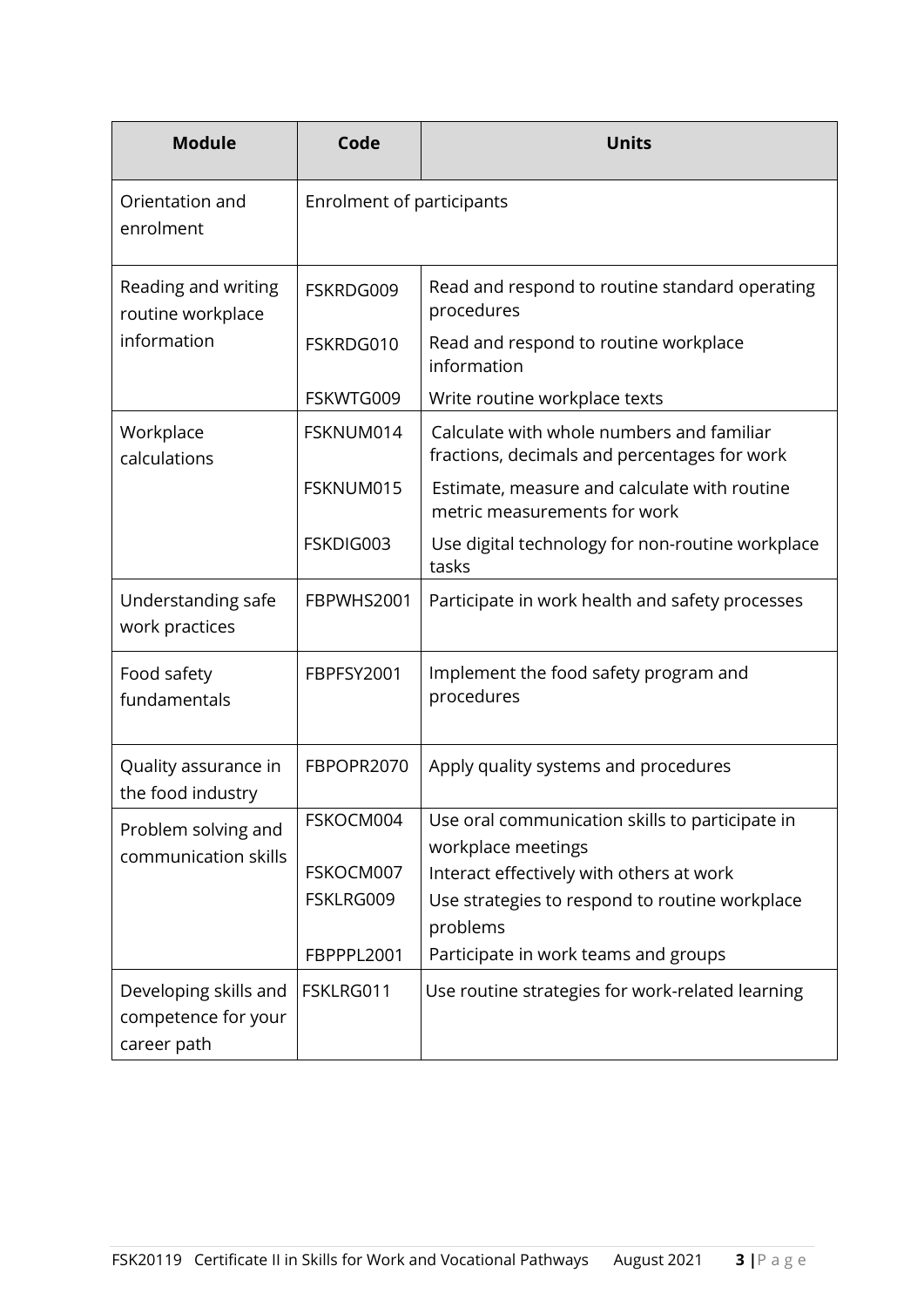| Module | Code | Units |
|---|---|---|
| Orientation and enrolment | Enrolment of participants | |
| Reading and writing routine workplace information | FSKRDG009 | Read and respond to routine standard operating procedures |
| | FSKRDG010 | Read and respond to routine workplace information |
| | FSKWTG009 | Write routine workplace texts |
| Workplace calculations | FSKNUM014 | Calculate with whole numbers and familiar fractions, decimals and percentages for work |
| | FSKNUM015 | Estimate, measure and calculate with routine metric measurements for work |
| | FSKDIG003 | Use digital technology for non-routine workplace tasks |
| Understanding safe work practices | FBPWHS2001 | Participate in work health and safety processes |
| Food safety fundamentals | FBPFSY2001 | Implement the food safety program and procedures |
| Quality assurance in the food industry | FBPOPR2070 | Apply quality systems and procedures |
| Problem solving and communication skills | FSKOCM004 | Use oral communication skills to participate in workplace meetings |
| | FSKOCM007 | Interact effectively with others at work |
| | FSKLRG009 | Use strategies to respond to routine workplace problems |
| | FBPPPL2001 | Participate in work teams and groups |
| Developing skills and competence for your career path | FSKLRG011 | Use routine strategies for work-related learning |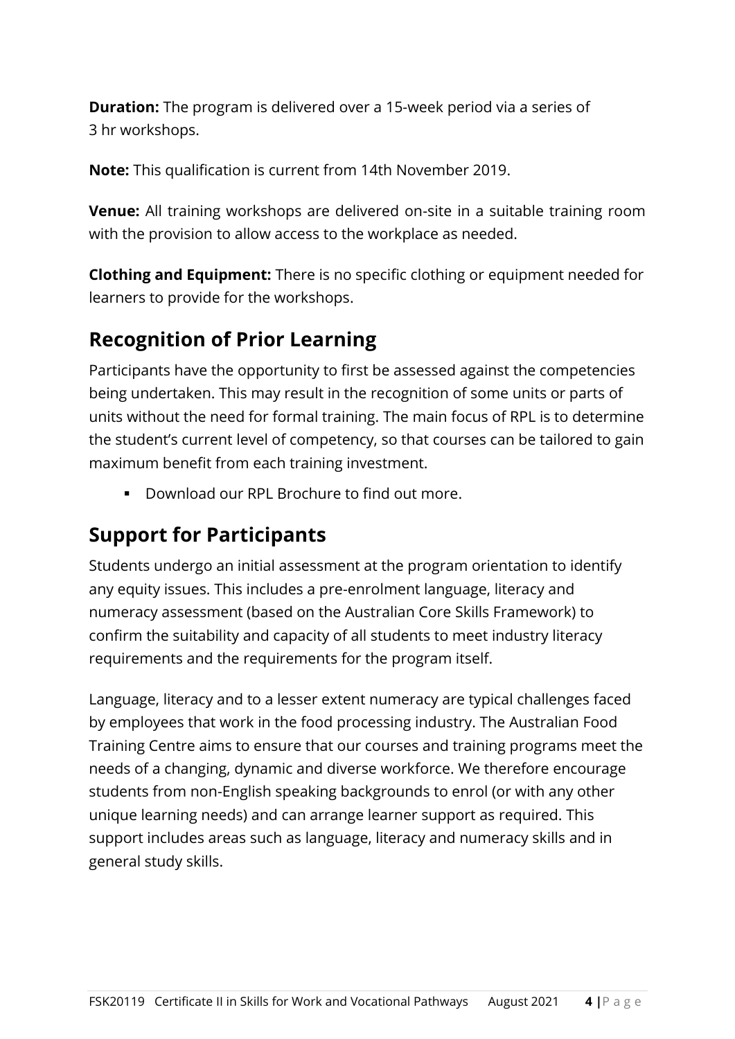**Duration:** The program is delivered over a 15-week period via a series of 3 hr workshops.

**Note:** This qualification is current from 14th November 2019.

**Venue:** All training workshops are delivered on-site in a suitable training room with the provision to allow access to the workplace as needed.

**Clothing and Equipment:** There is no specific clothing or equipment needed for learners to provide for the workshops.

## Recognition of Prior Learning

Participants have the opportunity to first be assessed against the competencies being undertaken. This may result in the recognition of some units or parts of units without the need for formal training. The main focus of RPL is to determine the student's current level of competency, so that courses can be tailored to gain maximum benefit from each training investment.

- Download our RPL Brochure to find out more.

## Support for Participants

Students undergo an initial assessment at the program orientation to identify any equity issues. This includes a pre-enrolment language, literacy and numeracy assessment (based on the Australian Core Skills Framework) to confirm the suitability and capacity of all students to meet industry literacy requirements and the requirements for the program itself.

Language, literacy and to a lesser extent numeracy are typical challenges faced by employees that work in the food processing industry. The Australian Food Training Centre aims to ensure that our courses and training programs meet the needs of a changing, dynamic and diverse workforce. We therefore encourage students from non-English speaking backgrounds to enrol (or with any other unique learning needs) and can arrange learner support as required. This support includes areas such as language, literacy and numeracy skills and in general study skills.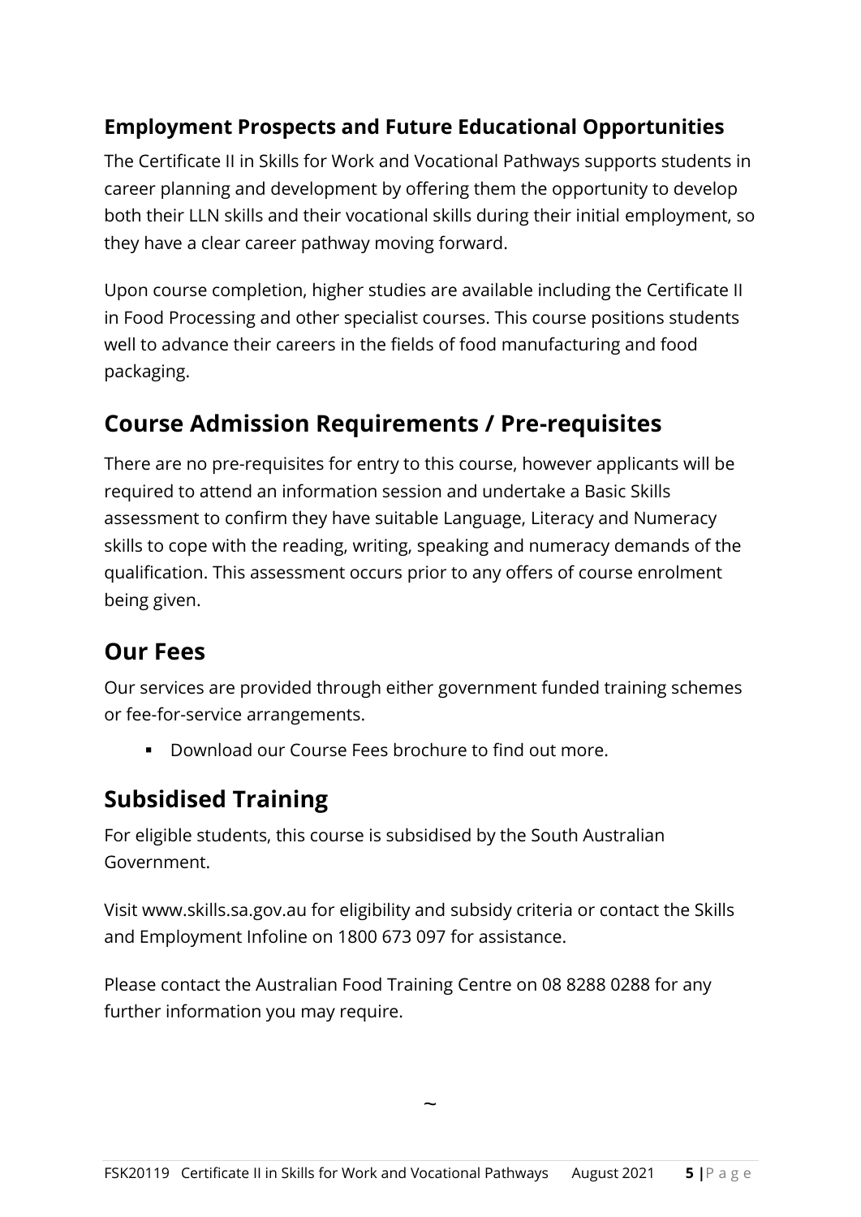### Employment Prospects and Future Educational Opportunities

The Certificate II in Skills for Work and Vocational Pathways supports students in career planning and development by offering them the opportunity to develop both their LLN skills and their vocational skills during their initial employment, so they have a clear career pathway moving forward.

Upon course completion, higher studies are available including the Certificate II in Food Processing and other specialist courses. This course positions students well to advance their careers in the fields of food manufacturing and food packaging.

## Course Admission Requirements / Pre-requisites

There are no pre-requisites for entry to this course, however applicants will be required to attend an information session and undertake a Basic Skills assessment to confirm they have suitable Language, Literacy and Numeracy skills to cope with the reading, writing, speaking and numeracy demands of the qualification. This assessment occurs prior to any offers of course enrolment being given.

## Our Fees

Our services are provided through either government funded training schemes or fee-for-service arrangements.

- Download our Course Fees brochure to find out more.

## Subsidised Training

For eligible students, this course is subsidised by the South Australian Government.

Visit www.skills.sa.gov.au for eligibility and subsidy criteria or contact the Skills and Employment Infoline on 1800 673 097 for assistance.

Please contact the Australian Food Training Centre on 08 8288 0288 for any further information you may require.

~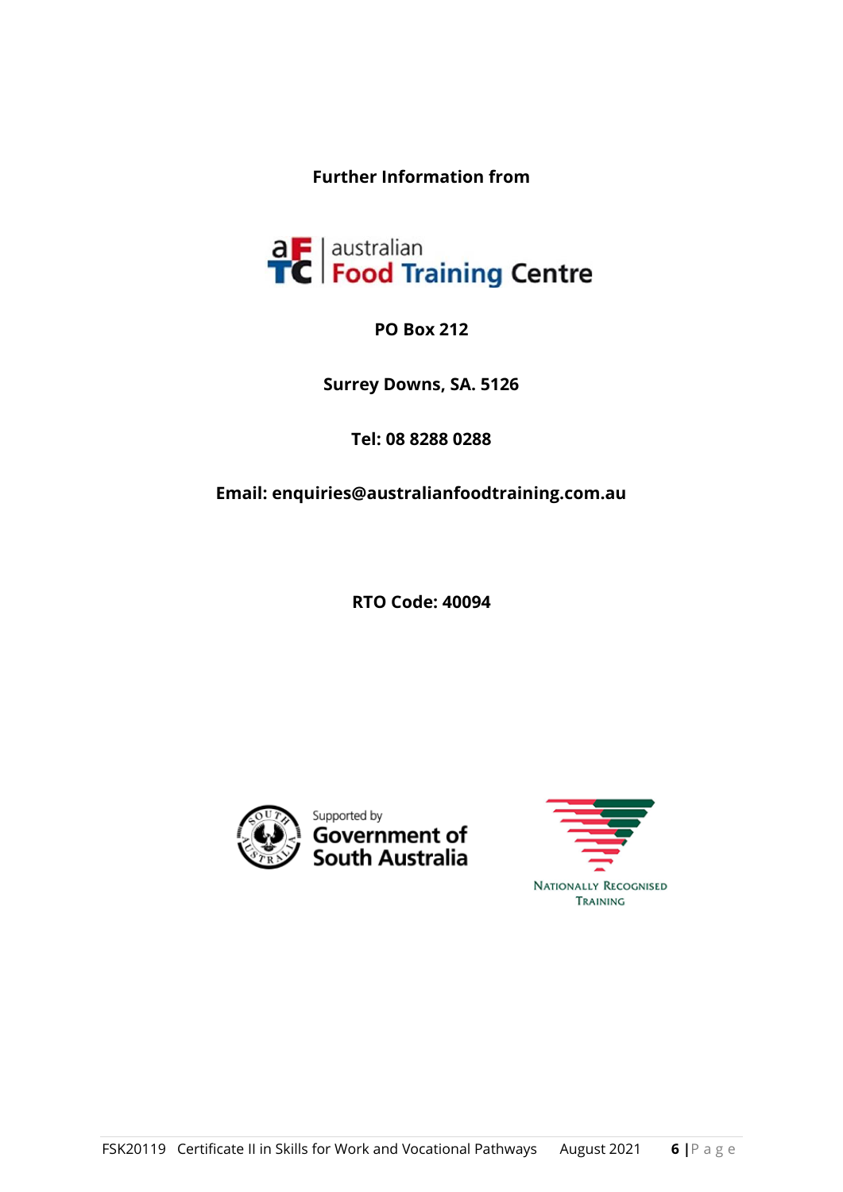**Further Information from**

australian Food Training Centre

**PO Box 212**

**Surrey Downs, SA. 5126**

**Tel: 08 8288 0288**

**Email: enquiries@australianfoodtraining.com.au**

**RTO Code: 40094**

Supported by Government of South Australia

Nationally Recognised Training